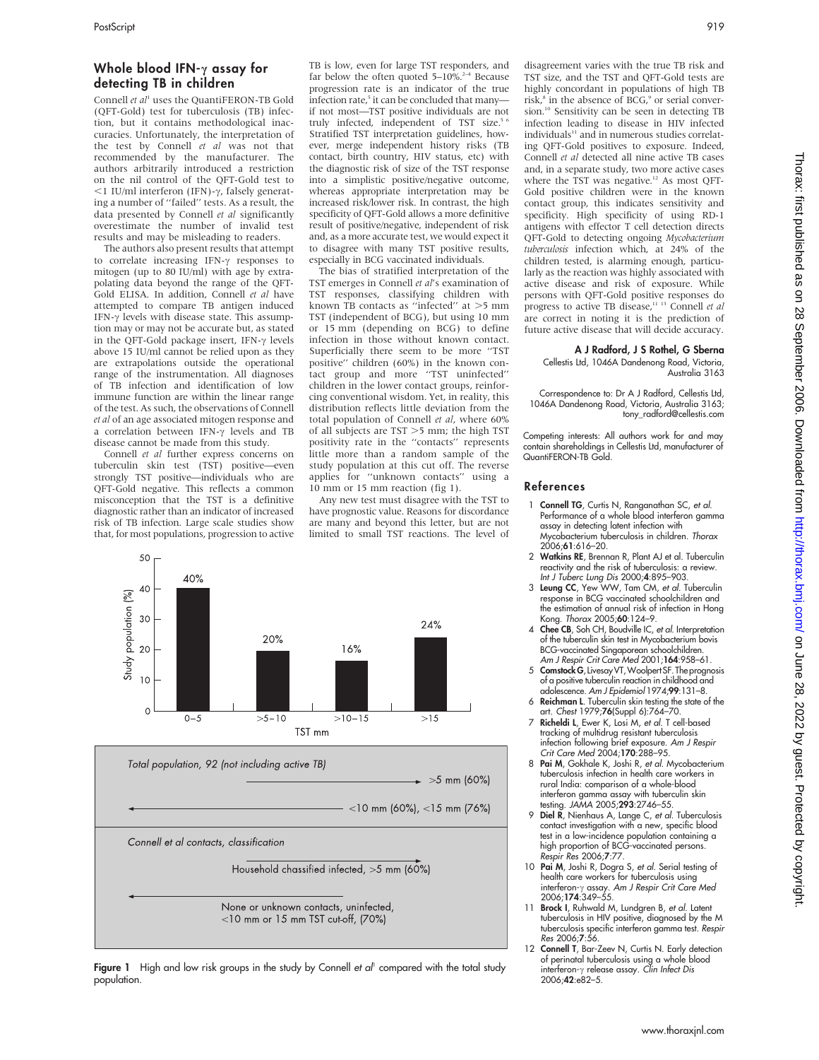## Whole blood IFN-γ assay for detecting TB in children

Connell *et al*[1] uses the QuantiFERON-TB Gold (QFT-Gold) test for tuberculosis (TB) infection, but it contains methodological inaccuracies. Unfortunately, the interpretation of the test by Connell *et al* was not that recommended by the manufacturer. The authors arbitrarily introduced a restriction on the nil control of the QFT-Gold test to <1 IU/ml interferon (IFN)-γ, falsely generating a number of ''failed'' tests. As a result, the data presented by Connell *et al* significantly overestimate the number of invalid test results and may be misleading to readers.

The authors also present results that attempt to correlate increasing IFN-γ responses to mitogen (up to 80 IU/ml) with age by extrapolating data beyond the range of the QFT-Gold ELISA. In addition, Connell *et al* have attempted to compare TB antigen induced IFN-γ levels with disease state. This assumption may or may not be accurate but, as stated in the QFT-Gold package insert, IFN-γ levels above 15 IU/ml cannot be relied upon as they are extrapolations outside the operational range of the instrumentation. All diagnoses of TB infection and identification of low immune function are within the linear range of the test. As such, the observations of Connell *et al* of an age associated mitogen response and a correlation between IFN-γ levels and TB disease cannot be made from this study.

Connell *et al* further express concerns on tuberculin skin test (TST) positive—even strongly TST positive—individuals who are QFT-Gold negative. This reflects a common misconception that the TST is a definitive diagnostic rather than an indicator of increased risk of TB infection. Large scale studies show that, for most populations, progression to active TB is low, even for large TST responders, and far below the often quoted 5–10%.[2–4] Because progression rate is an indicator of the true infection rate,[5] it can be concluded that many—if not most—TST positive individuals are not truly infected, independent of TST size.[5 6] Stratified TST interpretation guidelines, however, merge independent history risks (TB contact, birth country, HIV status, etc) with the diagnostic risk of size of the TST response into a simplistic positive/negative outcome, whereas appropriate interpretation may be increased risk/lower risk. In contrast, the high specificity of QFT-Gold allows a more definitive result of positive/negative, independent of risk and, as a more accurate test, we would expect it to disagree with many TST positive results, especially in BCG vaccinated individuals.

The bias of stratified interpretation of the TST emerges in Connell *et al*'s examination of TST responses, classifying children with known TB contacts as ''infected'' at >5 mm TST (independent of BCG), but using 10 mm or 15 mm (depending on BCG) to define infection in those without known contact. Superficially there seem to be more ''TST positive'' children (60%) in the known contact group and more ''TST uninfected'' children in the lower contact groups, reinforcing conventional wisdom. Yet, in reality, this distribution reflects little deviation from the total population of Connell *et al*, where 60% of all subjects are TST >5 mm; the high TST positivity rate in the ''contacts'' represents little more than a random sample of the study population at this cut off. The reverse applies for ''unknown contacts'' using a 10 mm or 15 mm reaction (fig 1).

Any new test must disagree with the TST to have prognostic value. Reasons for discordance are many and beyond this letter, but are not limited to small TST reactions. The level of disagreement varies with the true TB risk and TST size, and the TST and QFT-Gold tests are highly concordant in populations of high TB risk,[8] in the absence of BCG,[9] or serial conversion.[10] Sensitivity can be seen in detecting TB infection leading to disease in HIV infected individuals[11] and in numerous studies correlating QFT-Gold positives to exposure. Indeed, Connell *et al* detected all nine active TB cases and, in a separate study, two more active cases where the TST was negative.[12] As most QFT-Gold positive children were in the known contact group, this indicates sensitivity and specificity. High specificity of using RD-1 antigens with effector T cell detection directs QFT-Gold to detecting ongoing *Mycobacterium tuberculosis* infection which, at 24% of the children tested, is alarming enough, particularly as the reaction was highly associated with active disease and risk of exposure. While persons with QFT-Gold positive responses do progress to active TB disease,[11 13] Connell *et al* are correct in noting it is the prediction of future active disease that will decide accuracy.

**A J Radford, J S Rothel, G Sberna**

Cellestis Ltd, 1046A Dandenong Road, Victoria, Australia 3163

Correspondence to: Dr A J Radford, Cellestis Ltd, 1046A Dandenong Road, Victoria, Australia 3163; tony_radford@cellestis.com

Competing interests: All authors work for and may contain shareholdings in Cellestis Ltd, manufacturer of QuantiFERON-TB Gold.

| TST mm | 0–5 | >5–10 | >10–15 | >15 |
|---|---|---|---|---|
| Study population (%) | 40% | 20% | 16% | 24% |

Total population, 92 (not including active TB)

→ >5 mm (60%)

← <10 mm (60%), <15 mm (76%)

Connell et al contacts, classification

Household chassified infected, >5 mm (60%) →

← None or unknown contacts, uninfected, <10 mm or 15 mm TST cut-off, (70%)

**Figure 1** High and low risk groups in the study by Connell *et al*[1] compared with the total study population.

### References

1. **Connell TG**, Curtis N, Ranganathan SC, *et al*. Performance of a whole blood interferon gamma assay in detecting latent infection with Mycobacterium tuberculosis in children. *Thorax* 2006;**61**:616–20.
2. **Watkins RE**, Brennan R, Plant AJ et al. Tuberculin reactivity and the risk of tuberculosis: a review. *Int J Tuberc Lung Dis* 2000;**4**:895–903.
3. **Leung CC**, Yew WW, Tam CM, *et al*. Tuberculin response in BCG vaccinated schoolchildren and the estimation of annual risk of infection in Hong Kong. *Thorax* 2005;**60**:124–9.
4. **Chee CB**, Soh CH, Boudville IC, *et al*. Interpretation of the tuberculin skin test in Mycobacterium bovis BCG-vaccinated Singaporean schoolchildren. *Am J Respir Crit Care Med* 2001;**164**:958–61.
5. **Comstock G**, Livesay VT, Woolpert SF. The prognosis of a positive tuberculin reaction in childhood and adolescence. *Am J Epidemiol* 1974;**99**:131–8.
6. **Reichman L**. Tuberculin skin testing the state of the art. *Chest* 1979;**76**(Suppl 6):764–70.
7. **Richeldi L**, Ewer K, Losi M, *et al*. T cell-based tracking of multidrug resistant tuberculosis infection following brief exposure. *Am J Respir Crit Care Med* 2004;**170**:288–95.
8. **Pai M**, Gokhale K, Joshi R, *et al*. Mycobacterium tuberculosis infection in health care workers in rural India: comparison of a whole-blood interferon gamma assay with tuberculin skin testing. *JAMA* 2005;**293**:2746–55.
9. **Diel R**, Nienhaus A, Lange C, *et al*. Tuberculosis contact investigation with a new, specific blood test in a low-incidence population containing a high proportion of BCG-vaccinated persons. *Respir Res* 2006;**7**:77.
10. **Pai M**, Joshi R, Dogra S, *et al*. Serial testing of health care workers for tuberculosis using interferon-γ assay. *Am J Respir Crit Care Med* 2006;**174**:349–55.
11. **Brock I**, Ruhwald M, Lundgren B, *et al*. Latent tuberculosis in HIV positive, diagnosed by the M tuberculosis specific interferon gamma test. *Respir Res* 2006;**7**:56.
12. **Connell T**, Bar-Zeev N, Curtis N. Early detection of perinatal tuberculosis using a whole blood interferon-γ release assay. *Clin Infect Dis* 2006;**42**:e82–5.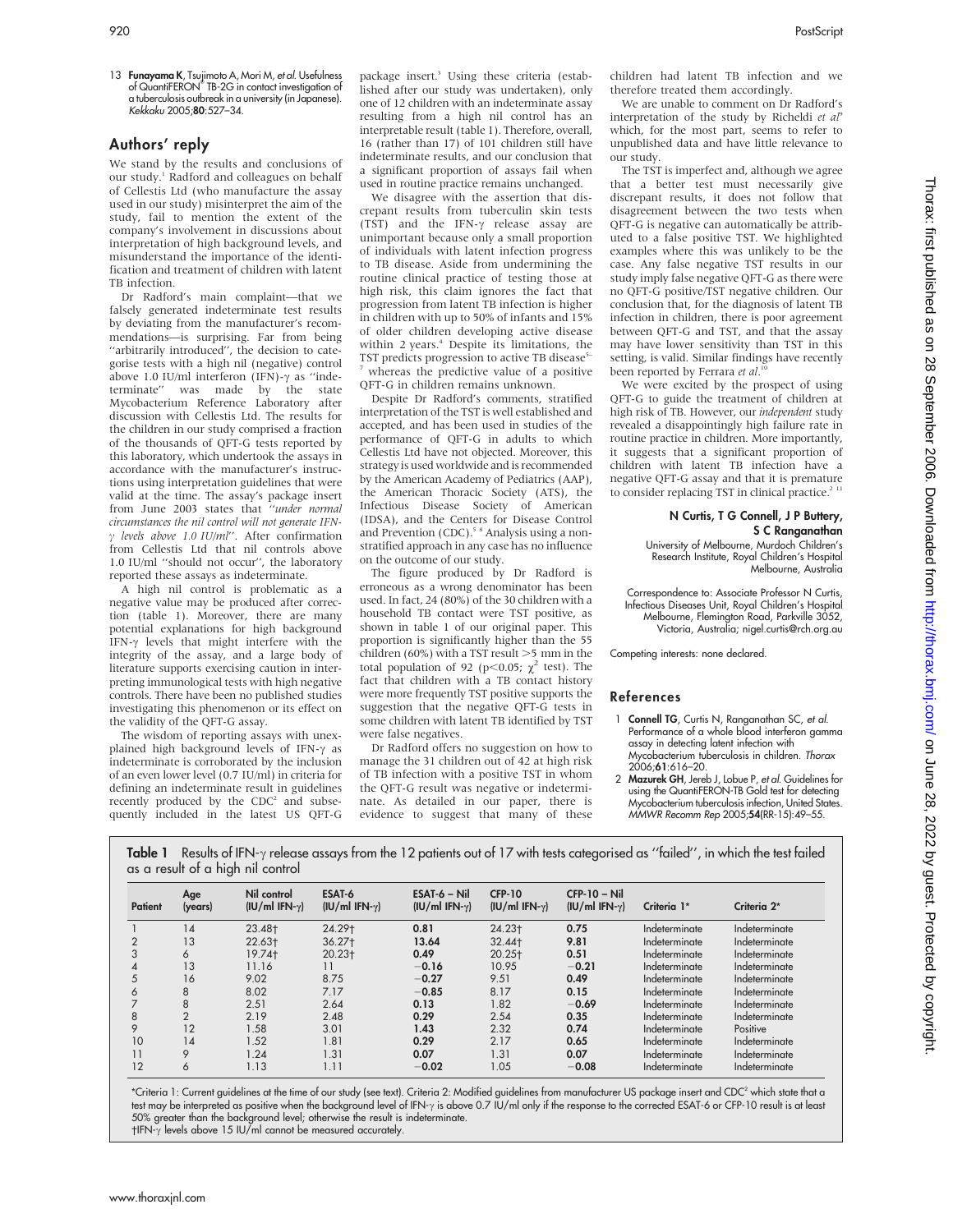13 **Funayama K**, Tsujimoto A, Mori M, *et al*. Usefulness of QuantiFERON® TB-2G in contact investigation of a tuberculosis outbreak in a university (in Japanese). *Kekkaku* 2005;**80**:527–34.

## Authors' reply

We stand by the results and conclusions of our study.[1] Radford and colleagues on behalf of Cellestis Ltd (who manufacture the assay used in our study) misinterpret the aim of the study, fail to mention the extent of the company's involvement in discussions about interpretation of high background levels, and misunderstand the importance of the identification and treatment of children with latent TB infection.

Dr Radford's main complaint—that we falsely generated indeterminate test results by deviating from the manufacturer's recommendations—is surprising. Far from being "arbitrarily introduced", the decision to categorise tests with a high nil (negative) control above 1.0 IU/ml interferon (IFN)-γ as "indeterminate" was made by the state Mycobacterium Reference Laboratory after discussion with Cellestis Ltd. The results for the children in our study comprised a fraction of the thousands of QFT-G tests reported by this laboratory, which undertook the assays in accordance with the manufacturer's instructions using interpretation guidelines that were valid at the time. The assay's package insert from June 2003 states that *"under normal circumstances the nil control will not generate IFN-γ levels above 1.0 IU/ml"*. After confirmation from Cellestis Ltd that nil controls above 1.0 IU/ml "should not occur", the laboratory reported these assays as indeterminate.

A high nil control is problematic as a negative value may be produced after correction (table 1). Moreover, there are many potential explanations for high background IFN-γ levels that might interfere with the integrity of the assay, and a large body of literature supports exercising caution in interpreting immunological tests with high negative controls. There have been no published studies investigating this phenomenon or its effect on the validity of the QFT-G assay.

The wisdom of reporting assays with unexplained high background levels of IFN-γ as indeterminate is corroborated by the inclusion of an even lower level (0.7 IU/ml) in criteria for defining an indeterminate result in guidelines recently produced by the CDC[2] and subsequently included in the latest US QFT-G package insert.[3] Using these criteria (established after our study was undertaken), only one of 12 children with an indeterminate assay resulting from a high nil control has an interpretable result (table 1). Therefore, overall, 16 (rather than 17) of 101 children still have indeterminate results, and our conclusion that a significant proportion of assays fail when used in routine practice remains unchanged.

We disagree with the assertion that discrepant results from tuberculin skin tests (TST) and the IFN-γ release assay are unimportant because only a small proportion of individuals with latent infection progress to TB disease. Aside from undermining the routine clinical practice of testing those at high risk, this claim ignores the fact that progression from latent TB infection is higher in children with up to 50% of infants and 15% of older children developing active disease within 2 years.[4] Despite its limitations, the TST predicts progression to active TB disease[5–7] whereas the predictive value of a positive QFT-G in children remains unknown.

Despite Dr Radford's comments, stratified interpretation of the TST is well established and accepted, and has been used in studies of the performance of QFT-G in adults to which Cellestis Ltd have not objected. Moreover, this strategy is used worldwide and is recommended by the American Academy of Pediatrics (AAP), the American Thoracic Society (ATS), the Infectious Disease Society of American (IDSA), and the Centers for Disease Control and Prevention (CDC).[5,8] Analysis using a non-stratified approach in any case has no influence on the outcome of our study.

The figure produced by Dr Radford is erroneous as a wrong denominator has been used. In fact, 24 (80%) of the 30 children with a household TB contact were TST positive, as shown in table 1 of our original paper. This proportion is significantly higher than the 55 children (60%) with a TST result >5 mm in the total population of 92 ($p<0.05$; $\chi^2$ test). The fact that children with a TB contact history were more frequently TST positive supports the suggestion that the negative QFT-G tests in some children with latent TB identified by TST were false negatives.

Dr Radford offers no suggestion on how to manage the 31 children out of 42 at high risk of TB infection with a positive TST in whom the QFT-G result was negative or indeterminate. As detailed in our paper, there is evidence to suggest that many of these children had latent TB infection and we therefore treated them accordingly.

We are unable to comment on Dr Radford's interpretation of the study by Richeldi *et al*[9] which, for the most part, seems to refer to unpublished data and have little relevance to our study.

The TST is imperfect and, although we agree that a better test must necessarily give discrepant results, it does not follow that disagreement between the two tests when QFT-G is negative can automatically be attributed to a false positive TST. We highlighted examples where this was unlikely to be the case. Any false negative TST results in our study imply false negative QFT-G as there were no QFT-G positive/TST negative children. Our conclusion that, for the diagnosis of latent TB infection in children, there is poor agreement between QFT-G and TST, and that the assay may have lower sensitivity than TST in this setting, is valid. Similar findings have recently been reported by Ferrara *et al*.[10]

We were excited by the prospect of using QFT-G to guide the treatment of children at high risk of TB. However, our *independent* study revealed a disappointingly high failure rate in routine practice in children. More importantly, it suggests that a significant proportion of children with latent TB infection have a negative QFT-G assay and that it is premature to consider replacing TST in clinical practice.[2,11]

**N Curtis, T G Connell, J P Buttery, S C Ranganathan**

University of Melbourne, Murdoch Children's Research Institute, Royal Children's Hospital Melbourne, Australia

Correspondence to: Associate Professor N Curtis, Infectious Diseases Unit, Royal Children's Hospital Melbourne, Flemington Road, Parkville 3052, Victoria, Australia; nigel.curtis@rch.org.au

Competing interests: none declared.

## References

1. **Connell TG**, Curtis N, Ranganathan SC, *et al*. Performance of a whole blood interferon gamma assay in detecting latent infection with Mycobacterium tuberculosis in children. *Thorax* 2006;**61**:616–20.
2. **Mazurek GH**, Jereb J, Lobue P, *et al*. Guidelines for using the QuantiFERON-TB Gold test for detecting Mycobacterium tuberculosis infection, United States. *MMWR Recomm Rep* 2005;**54**(RR-15):49–55.

**Table 1** Results of IFN-γ release assays from the 12 patients out of 17 with tests categorised as "failed", in which the test failed as a result of a high nil control

| Patient | Age (years) | Nil control (IU/ml IFN-γ) | ESAT-6 (IU/ml IFN-γ) | ESAT-6 – Nil (IU/ml IFN-γ) | CFP-10 (IU/ml IFN-γ) | CFP-10 – Nil (IU/ml IFN-γ) | Criteria 1* | Criteria 2* |
|---|---|---|---|---|---|---|---|---|
| 1 | 14 | 23.48† | 24.29† | **0.81** | 24.23† | **0.75** | Indeterminate | Indeterminate |
| 2 | 13 | 22.63† | 36.27† | **13.64** | 32.44† | **9.81** | Indeterminate | Indeterminate |
| 3 | 6 | 19.74† | 20.23† | **0.49** | 20.25† | **0.51** | Indeterminate | Indeterminate |
| 4 | 13 | 11.16 | 11 | **−0.16** | 10.95 | **−0.21** | Indeterminate | Indeterminate |
| 5 | 16 | 9.02 | 8.75 | **−0.27** | 9.51 | **0.49** | Indeterminate | Indeterminate |
| 6 | 8 | 8.02 | 7.17 | **−0.85** | 8.17 | **0.15** | Indeterminate | Indeterminate |
| 7 | 8 | 2.51 | 2.64 | **0.13** | 1.82 | **−0.69** | Indeterminate | Indeterminate |
| 8 | 2 | 2.19 | 2.48 | **0.29** | 2.54 | **0.35** | Indeterminate | Indeterminate |
| 9 | 12 | 1.58 | 3.01 | **1.43** | 2.32 | **0.74** | Indeterminate | Positive |
| 10 | 14 | 1.52 | 1.81 | **0.29** | 2.17 | **0.65** | Indeterminate | Indeterminate |
| 11 | 9 | 1.24 | 1.31 | **0.07** | 1.31 | **0.07** | Indeterminate | Indeterminate |
| 12 | 6 | 1.13 | 1.11 | **−0.02** | 1.05 | **−0.08** | Indeterminate | Indeterminate |

*Criteria 1: Current guidelines at the time of our study (see text). Criteria 2: Modified guidelines from manufacturer US package insert and CDC[2] which state that a test may be interpreted as positive when the background level of IFN-γ is above 0.7 IU/ml only if the response to the corrected ESAT-6 or CFP-10 result is at least 50% greater than the background level; otherwise the result is indeterminate.
†IFN-γ levels above 15 IU/ml cannot be measured accurately.